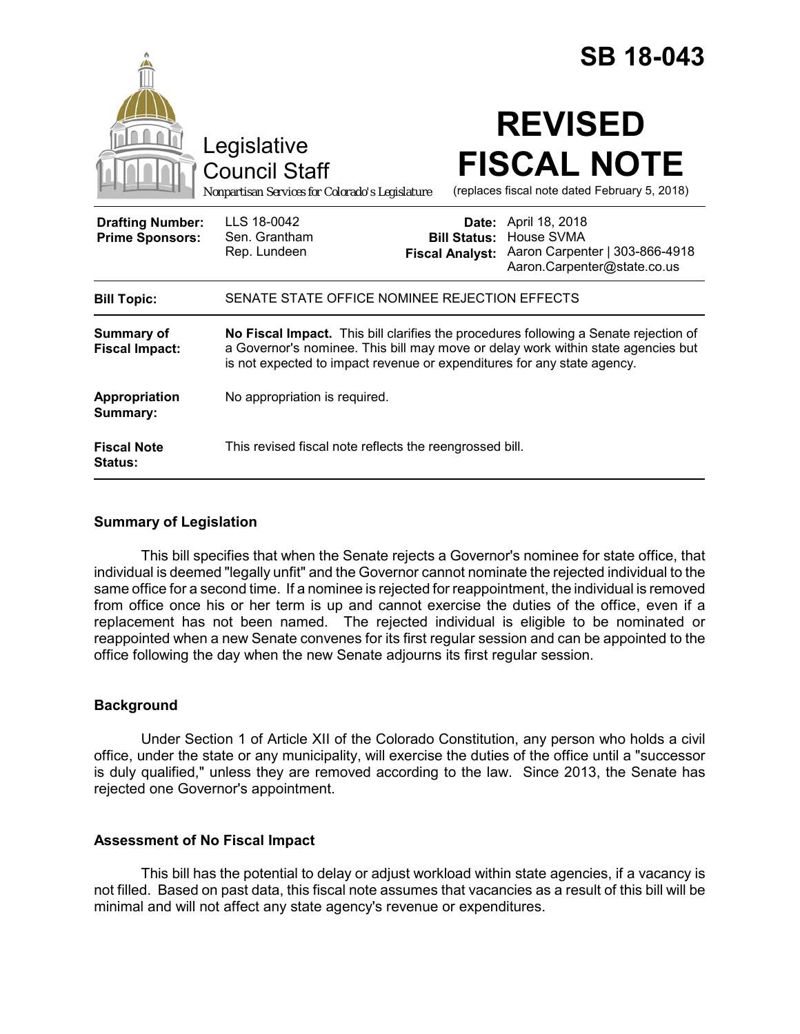# SB 18-043

Legislative Council Staff

*Nonpartisan Services for Colorado's Legislature*

# REVISED FISCAL NOTE

(replaces fiscal note dated February 5, 2018)

| | | | |
|---|---|---|---|
| **Drafting Number:** | LLS 18-0042 | **Date:** | April 18, 2018 |
| **Prime Sponsors:** | Sen. Grantham<br>Rep. Lundeen | **Bill Status:** | House SVMA |
| | | **Fiscal Analyst:** | Aaron Carpenter \| 303-866-4918<br>Aaron.Carpenter@state.co.us |

| | |
|---|---|
| **Bill Topic:** | SENATE STATE OFFICE NOMINEE REJECTION EFFECTS |
| **Summary of Fiscal Impact:** | **No Fiscal Impact.** This bill clarifies the procedures following a Senate rejection of a Governor's nominee. This bill may move or delay work within state agencies but is not expected to impact revenue or expenditures for any state agency. |
| **Appropriation Summary:** | No appropriation is required. |
| **Fiscal Note Status:** | This revised fiscal note reflects the reengrossed bill. |

## Summary of Legislation

This bill specifies that when the Senate rejects a Governor's nominee for state office, that individual is deemed "legally unfit" and the Governor cannot nominate the rejected individual to the same office for a second time. If a nominee is rejected for reappointment, the individual is removed from office once his or her term is up and cannot exercise the duties of the office, even if a replacement has not been named. The rejected individual is eligible to be nominated or reappointed when a new Senate convenes for its first regular session and can be appointed to the office following the day when the new Senate adjourns its first regular session.

## Background

Under Section 1 of Article XII of the Colorado Constitution, any person who holds a civil office, under the state or any municipality, will exercise the duties of the office until a "successor is duly qualified," unless they are removed according to the law. Since 2013, the Senate has rejected one Governor's appointment.

## Assessment of No Fiscal Impact

This bill has the potential to delay or adjust workload within state agencies, if a vacancy is not filled. Based on past data, this fiscal note assumes that vacancies as a result of this bill will be minimal and will not affect any state agency's revenue or expenditures.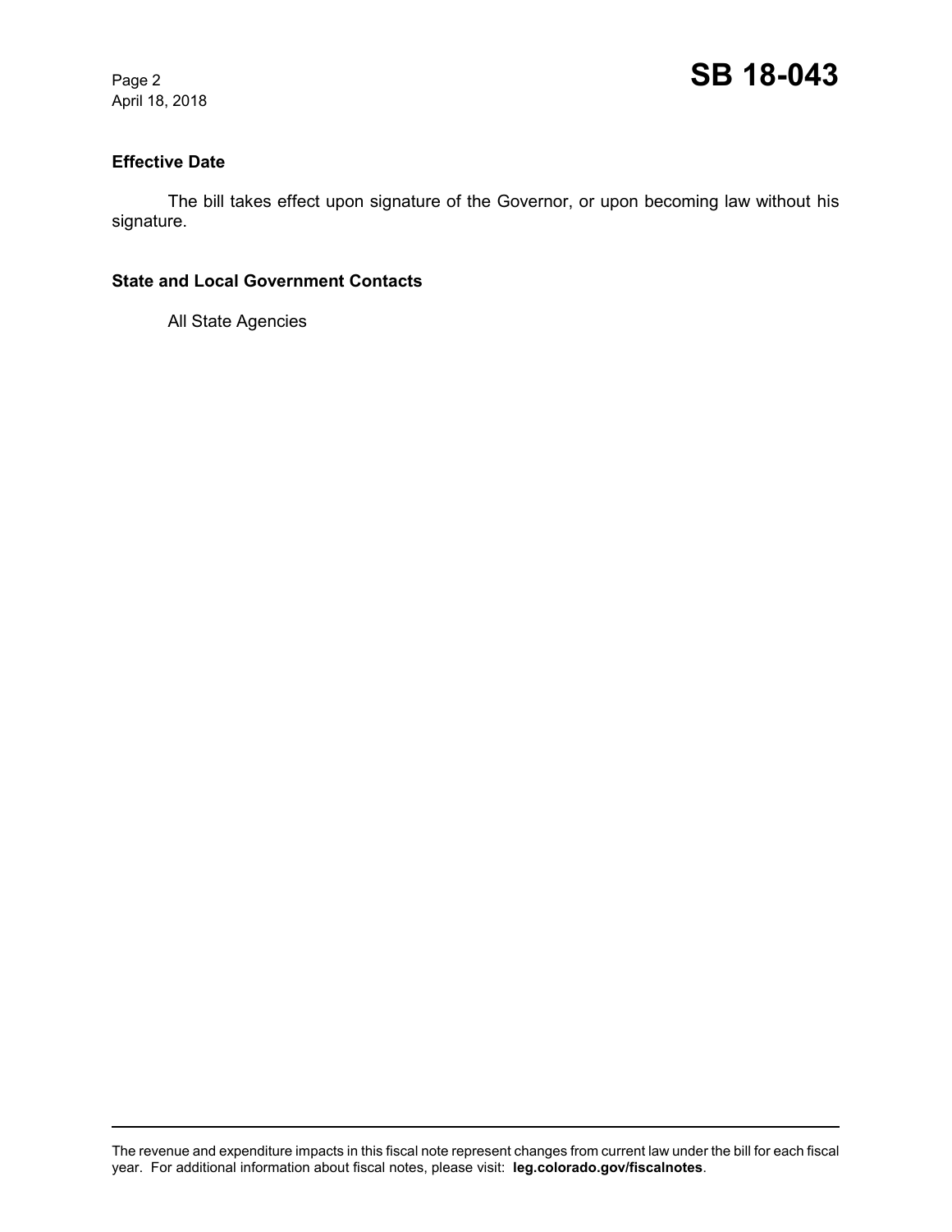## Effective Date

The bill takes effect upon signature of the Governor, or upon becoming law without his signature.

## State and Local Government Contacts

All State Agencies

The revenue and expenditure impacts in this fiscal note represent changes from current law under the bill for each fiscal year. For additional information about fiscal notes, please visit: **leg.colorado.gov/fiscalnotes**.